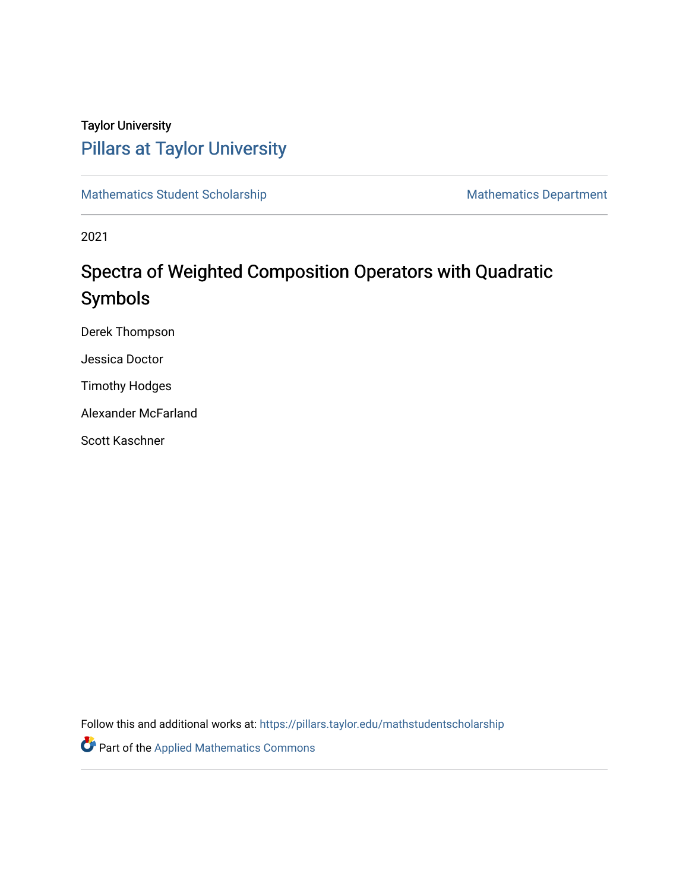Taylor University

## Pillars at Taylor University

Mathematics Student Scholarship | Mathematics Department

2021

# Spectra of Weighted Composition Operators with Quadratic Symbols

Derek Thompson

Jessica Doctor

Timothy Hodges

Alexander McFarland

Scott Kaschner

Follow this and additional works at: https://pillars.taylor.edu/mathstudentscholarship

Part of the Applied Mathematics Commons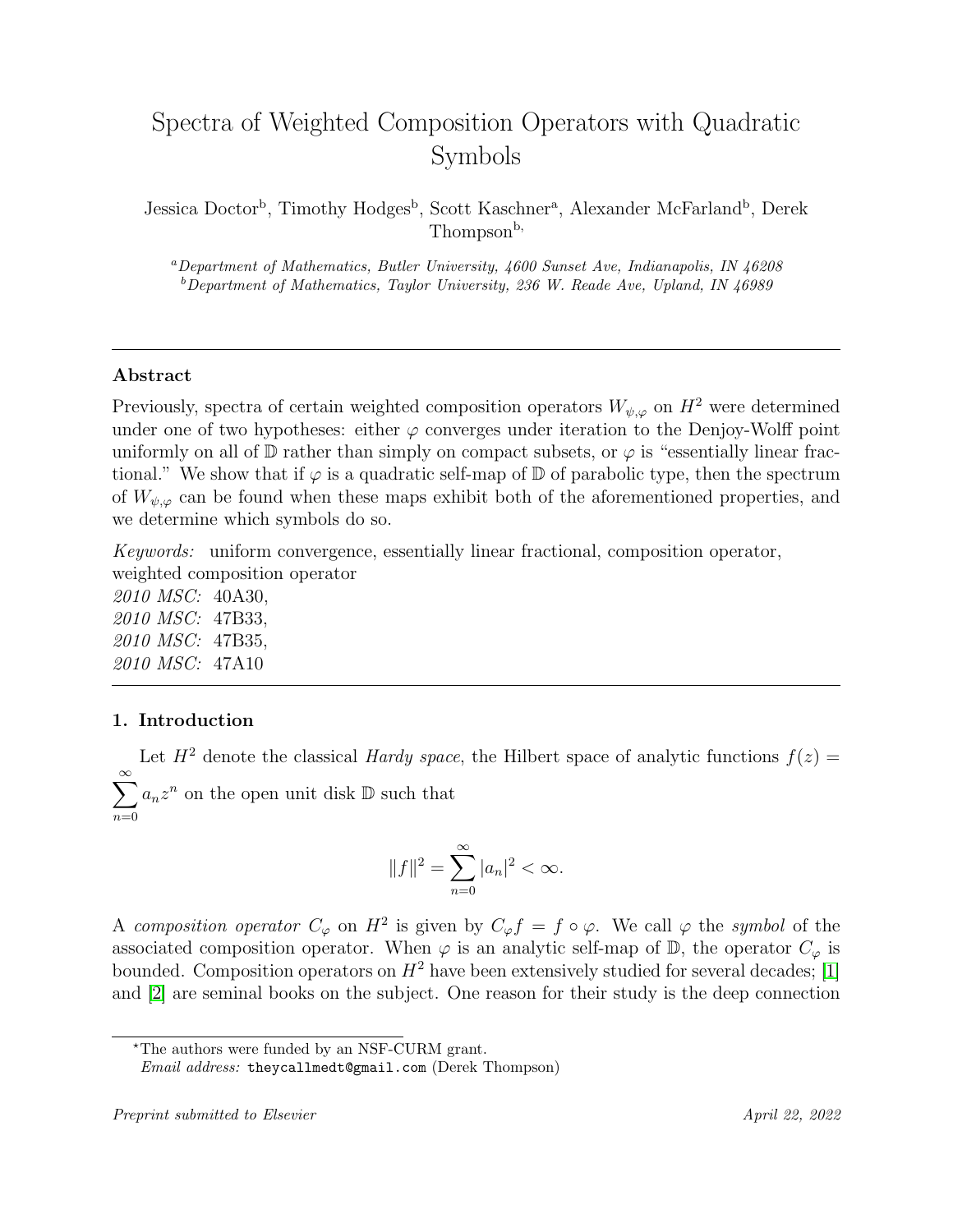# Spectra of Weighted Composition Operators with Quadratic Symbols

Jessica Doctor[b], Timothy Hodges[b], Scott Kaschner[a], Alexander McFarland[b], Derek Thompson[b,]

[a]*Department of Mathematics, Butler University, 4600 Sunset Ave, Indianapolis, IN 46208*
[b]*Department of Mathematics, Taylor University, 236 W. Reade Ave, Upland, IN 46989*

---

### Abstract

Previously, spectra of certain weighted composition operators $W_{\psi,\varphi}$ on $H^2$ were determined under one of two hypotheses: either $\varphi$ converges under iteration to the Denjoy-Wolff point uniformly on all of $\mathbb{D}$ rather than simply on compact subsets, or $\varphi$ is "essentially linear fractional." We show that if $\varphi$ is a quadratic self-map of $\mathbb{D}$ of parabolic type, then the spectrum of $W_{\psi,\varphi}$ can be found when these maps exhibit both of the aforementioned properties, and we determine which symbols do so.

*Keywords:* uniform convergence, essentially linear fractional, composition operator, weighted composition operator
*2010 MSC:* 40A30,
*2010 MSC:* 47B33,
*2010 MSC:* 47B35,
*2010 MSC:* 47A10

---

## 1. Introduction

Let $H^2$ denote the classical *Hardy space*, the Hilbert space of analytic functions $f(z) = \sum_{n=0}^{\infty} a_n z^n$ on the open unit disk $\mathbb{D}$ such that

$$\|f\|^2 = \sum_{n=0}^{\infty} |a_n|^2 < \infty.$$

A *composition operator* $C_\varphi$ on $H^2$ is given by $C_\varphi f = f \circ \varphi$. We call $\varphi$ the *symbol* of the associated composition operator. When $\varphi$ is an analytic self-map of $\mathbb{D}$, the operator $C_\varphi$ is bounded. Composition operators on $H^2$ have been extensively studied for several decades; [1] and [2] are seminal books on the subject. One reason for their study is the deep connection

---

*The authors were funded by an NSF-CURM grant.
*Email address:* theycallmedt@gmail.com (Derek Thompson)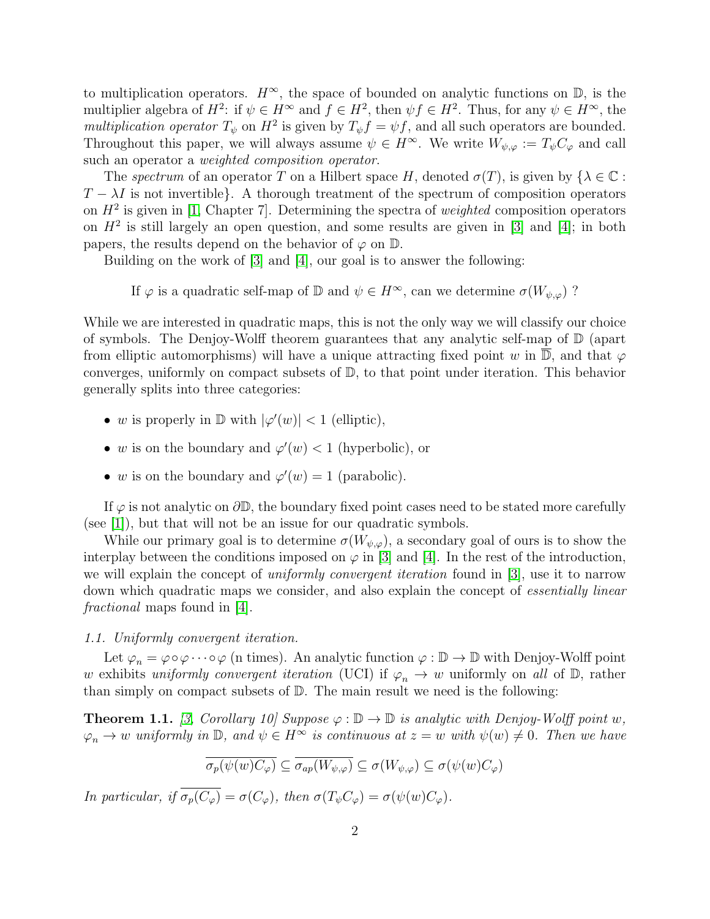to multiplication operators. $H^\infty$, the space of bounded on analytic functions on $\mathbb{D}$, is the multiplier algebra of $H^2$: if $\psi \in H^\infty$ and $f \in H^2$, then $\psi f \in H^2$. Thus, for any $\psi \in H^\infty$, the *multiplication operator* $T_\psi$ on $H^2$ is given by $T_\psi f = \psi f$, and all such operators are bounded. Throughout this paper, we will always assume $\psi \in H^\infty$. We write $W_{\psi,\varphi} := T_\psi C_\varphi$ and call such an operator a *weighted composition operator*.

The *spectrum* of an operator $T$ on a Hilbert space $H$, denoted $\sigma(T)$, is given by $\{\lambda \in \mathbb{C} : T - \lambda I \text{ is not invertible}\}$. A thorough treatment of the spectrum of composition operators on $H^2$ is given in [1, Chapter 7]. Determining the spectra of *weighted* composition operators on $H^2$ is still largely an open question, and some results are given in [3] and [4]; in both papers, the results depend on the behavior of $\varphi$ on $\mathbb{D}$.

Building on the work of [3] and [4], our goal is to answer the following:

If $\varphi$ is a quadratic self-map of $\mathbb{D}$ and $\psi \in H^\infty$, can we determine $\sigma(W_{\psi,\varphi})$ ?

While we are interested in quadratic maps, this is not the only way we will classify our choice of symbols. The Denjoy-Wolff theorem guarantees that any analytic self-map of $\mathbb{D}$ (apart from elliptic automorphisms) will have a unique attracting fixed point $w$ in $\overline{\mathbb{D}}$, and that $\varphi$ converges, uniformly on compact subsets of $\mathbb{D}$, to that point under iteration. This behavior generally splits into three categories:

- $w$ is properly in $\mathbb{D}$ with $|\varphi'(w)| < 1$ (elliptic),
- $w$ is on the boundary and $\varphi'(w) < 1$ (hyperbolic), or
- $w$ is on the boundary and $\varphi'(w) = 1$ (parabolic).

If $\varphi$ is not analytic on $\partial\mathbb{D}$, the boundary fixed point cases need to be stated more carefully (see [1]), but that will not be an issue for our quadratic symbols.

While our primary goal is to determine $\sigma(W_{\psi,\varphi})$, a secondary goal of ours is to show the interplay between the conditions imposed on $\varphi$ in [3] and [4]. In the rest of the introduction, we will explain the concept of *uniformly convergent iteration* found in [3], use it to narrow down which quadratic maps we consider, and also explain the concept of *essentially linear fractional* maps found in [4].

*1.1. Uniformly convergent iteration.*

Let $\varphi_n = \varphi \circ \varphi \cdots \circ \varphi$ (n times). An analytic function $\varphi : \mathbb{D} \to \mathbb{D}$ with Denjoy-Wolff point $w$ exhibits *uniformly convergent iteration* (UCI) if $\varphi_n \to w$ uniformly on *all* of $\mathbb{D}$, rather than simply on compact subsets of $\mathbb{D}$. The main result we need is the following:

**Theorem 1.1.** *[3, Corollary 10] Suppose $\varphi : \mathbb{D} \to \mathbb{D}$ is analytic with Denjoy-Wolff point $w$, $\varphi_n \to w$ uniformly in $\mathbb{D}$, and $\psi \in H^\infty$ is continuous at $z = w$ with $\psi(w) \neq 0$. Then we have*

$$\overline{\sigma_p(\psi(w)C_\varphi)} \subseteq \overline{\sigma_{ap}(W_{\psi,\varphi})} \subseteq \sigma(W_{\psi,\varphi}) \subseteq \sigma(\psi(w)C_\varphi)$$

*In particular, if $\overline{\sigma_p(C_\varphi)} = \sigma(C_\varphi)$, then $\sigma(T_\psi C_\varphi) = \sigma(\psi(w)C_\varphi)$.*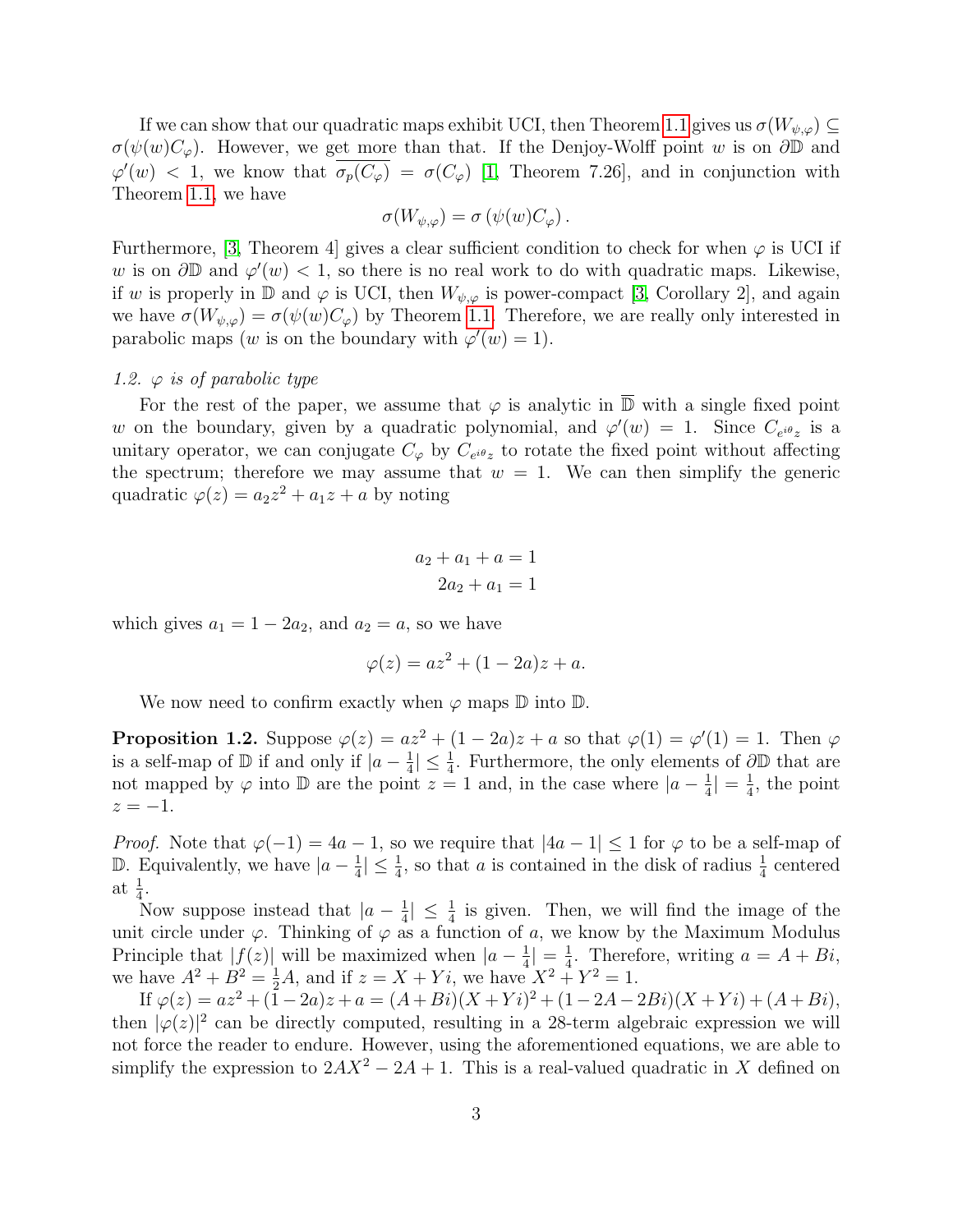If we can show that our quadratic maps exhibit UCI, then Theorem 1.1 gives us $\sigma(W_{\psi,\varphi}) \subseteq \sigma(\psi(w)C_\varphi)$. However, we get more than that. If the Denjoy-Wolff point $w$ is on $\partial\mathbb{D}$ and $\varphi'(w) < 1$, we know that $\overline{\sigma_p(C_\varphi)} = \sigma(C_\varphi)$ [1, Theorem 7.26], and in conjunction with Theorem 1.1, we have

$$\sigma(W_{\psi,\varphi}) = \sigma\left(\psi(w)C_\varphi\right).$$

Furthermore, [3, Theorem 4] gives a clear sufficient condition to check for when $\varphi$ is UCI if $w$ is on $\partial\mathbb{D}$ and $\varphi'(w) < 1$, so there is no real work to do with quadratic maps. Likewise, if $w$ is properly in $\mathbb{D}$ and $\varphi$ is UCI, then $W_{\psi,\varphi}$ is power-compact [3, Corollary 2], and again we have $\sigma(W_{\psi,\varphi}) = \sigma(\psi(w)C_\varphi)$ by Theorem 1.1. Therefore, we are really only interested in parabolic maps ($w$ is on the boundary with $\varphi'(w) = 1$).

### 1.2. $\varphi$ is of parabolic type

For the rest of the paper, we assume that $\varphi$ is analytic in $\overline{\mathbb{D}}$ with a single fixed point $w$ on the boundary, given by a quadratic polynomial, and $\varphi'(w) = 1$. Since $C_{e^{i\theta}z}$ is a unitary operator, we can conjugate $C_\varphi$ by $C_{e^{i\theta}z}$ to rotate the fixed point without affecting the spectrum; therefore we may assume that $w = 1$. We can then simplify the generic quadratic $\varphi(z) = a_2z^2 + a_1z + a$ by noting

$$a_2 + a_1 + a = 1$$
$$2a_2 + a_1 = 1$$

which gives $a_1 = 1 - 2a_2$, and $a_2 = a$, so we have

$$\varphi(z) = az^2 + (1 - 2a)z + a.$$

We now need to confirm exactly when $\varphi$ maps $\mathbb{D}$ into $\mathbb{D}$.

**Proposition 1.2.** Suppose $\varphi(z) = az^2 + (1 - 2a)z + a$ so that $\varphi(1) = \varphi'(1) = 1$. Then $\varphi$ is a self-map of $\mathbb{D}$ if and only if $|a - \frac{1}{4}| \leq \frac{1}{4}$. Furthermore, the only elements of $\partial\mathbb{D}$ that are not mapped by $\varphi$ into $\mathbb{D}$ are the point $z = 1$ and, in the case where $|a - \frac{1}{4}| = \frac{1}{4}$, the point $z = -1$.

*Proof.* Note that $\varphi(-1) = 4a - 1$, so we require that $|4a - 1| \leq 1$ for $\varphi$ to be a self-map of $\mathbb{D}$. Equivalently, we have $|a - \frac{1}{4}| \leq \frac{1}{4}$, so that $a$ is contained in the disk of radius $\frac{1}{4}$ centered at $\frac{1}{4}$.

Now suppose instead that $|a - \frac{1}{4}| \leq \frac{1}{4}$ is given. Then, we will find the image of the unit circle under $\varphi$. Thinking of $\varphi$ as a function of $a$, we know by the Maximum Modulus Principle that $|f(z)|$ will be maximized when $|a - \frac{1}{4}| = \frac{1}{4}$. Therefore, writing $a = A + Bi$, we have $A^2 + B^2 = \frac{1}{2}A$, and if $z = X + Yi$, we have $X^2 + Y^2 = 1$.

If $\varphi(z) = az^2 + (1 - 2a)z + a = (A + Bi)(X + Yi)^2 + (1 - 2A - 2Bi)(X + Yi) + (A + Bi)$, then $|\varphi(z)|^2$ can be directly computed, resulting in a 28-term algebraic expression we will not force the reader to endure. However, using the aforementioned equations, we are able to simplify the expression to $2AX^2 - 2A + 1$. This is a real-valued quadratic in $X$ defined on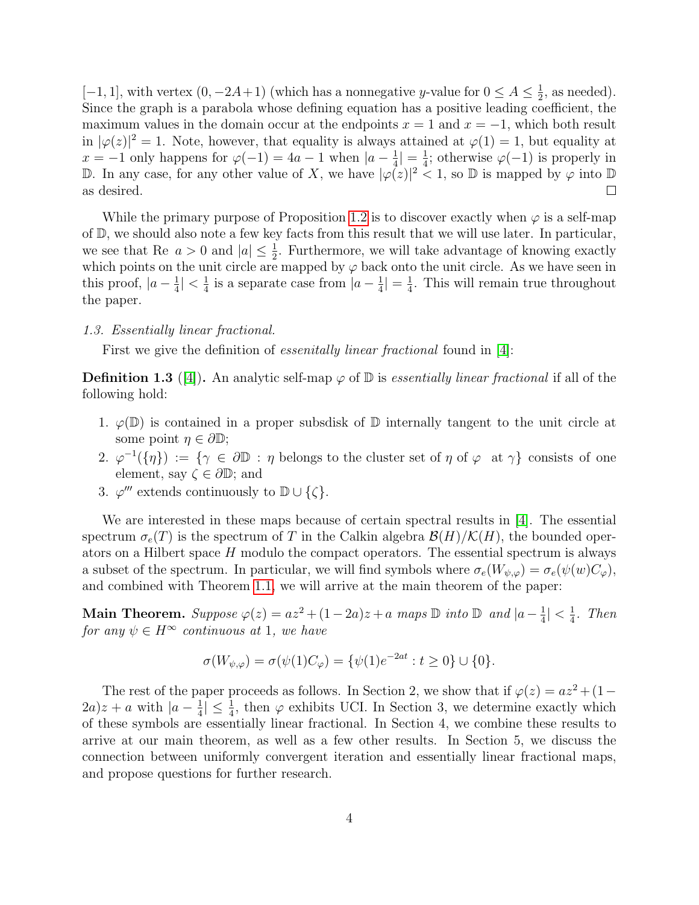$[-1,1]$, with vertex $(0,-2A+1)$ (which has a nonnegative $y$-value for $0 \le A \le \frac{1}{2}$, as needed). Since the graph is a parabola whose defining equation has a positive leading coefficient, the maximum values in the domain occur at the endpoints $x = 1$ and $x = -1$, which both result in $|\varphi(z)|^2 = 1$. Note, however, that equality is always attained at $\varphi(1) = 1$, but equality at $x = -1$ only happens for $\varphi(-1) = 4a - 1$ when $|a - \frac{1}{4}| = \frac{1}{4}$; otherwise $\varphi(-1)$ is properly in $\mathbb{D}$. In any case, for any other value of $X$, we have $|\varphi(z)|^2 < 1$, so $\mathbb{D}$ is mapped by $\varphi$ into $\mathbb{D}$ as desired. $\square$

While the primary purpose of Proposition 1.2 is to discover exactly when $\varphi$ is a self-map of $\mathbb{D}$, we should also note a few key facts from this result that we will use later. In particular, we see that Re $a > 0$ and $|a| \le \frac{1}{2}$. Furthermore, we will take advantage of knowing exactly which points on the unit circle are mapped by $\varphi$ back onto the unit circle. As we have seen in this proof, $|a - \frac{1}{4}| < \frac{1}{4}$ is a separate case from $|a - \frac{1}{4}| = \frac{1}{4}$. This will remain true throughout the paper.

*1.3. Essentially linear fractional.*

First we give the definition of *essenitally linear fractional* found in [4]:

**Definition 1.3** ([4])**.** An analytic self-map $\varphi$ of $\mathbb{D}$ is *essentially linear fractional* if all of the following hold:

1. $\varphi(\mathbb{D})$ is contained in a proper subsdisk of $\mathbb{D}$ internally tangent to the unit circle at some point $\eta \in \partial\mathbb{D}$;
2. $\varphi^{-1}(\{\eta\}) := \{\gamma \in \partial\mathbb{D} : \eta$ belongs to the cluster set of $\eta$ of $\varphi$ at $\gamma\}$ consists of one element, say $\zeta \in \partial\mathbb{D}$; and
3. $\varphi'''$ extends continuously to $\mathbb{D} \cup \{\zeta\}$.

We are interested in these maps because of certain spectral results in [4]. The essential spectrum $\sigma_e(T)$ is the spectrum of $T$ in the Calkin algebra $\mathcal{B}(H)/\mathcal{K}(H)$, the bounded operators on a Hilbert space $H$ modulo the compact operators. The essential spectrum is always a subset of the spectrum. In particular, we will find symbols where $\sigma_e(W_{\psi,\varphi}) = \sigma_e(\psi(w)C_\varphi)$, and combined with Theorem 1.1, we will arrive at the main theorem of the paper:

**Main Theorem.** *Suppose $\varphi(z) = az^2 + (1-2a)z + a$ maps $\mathbb{D}$ into $\mathbb{D}$ and $|a - \frac{1}{4}| < \frac{1}{4}$. Then for any $\psi \in H^\infty$ continuous at 1, we have*

$$\sigma(W_{\psi,\varphi}) = \sigma(\psi(1)C_\varphi) = \{\psi(1)e^{-2at} : t \ge 0\} \cup \{0\}.$$

The rest of the paper proceeds as follows. In Section 2, we show that if $\varphi(z) = az^2 + (1-2a)z + a$ with $|a - \frac{1}{4}| \le \frac{1}{4}$, then $\varphi$ exhibits UCI. In Section 3, we determine exactly which of these symbols are essentially linear fractional. In Section 4, we combine these results to arrive at our main theorem, as well as a few other results. In Section 5, we discuss the connection between uniformly convergent iteration and essentially linear fractional maps, and propose questions for further research.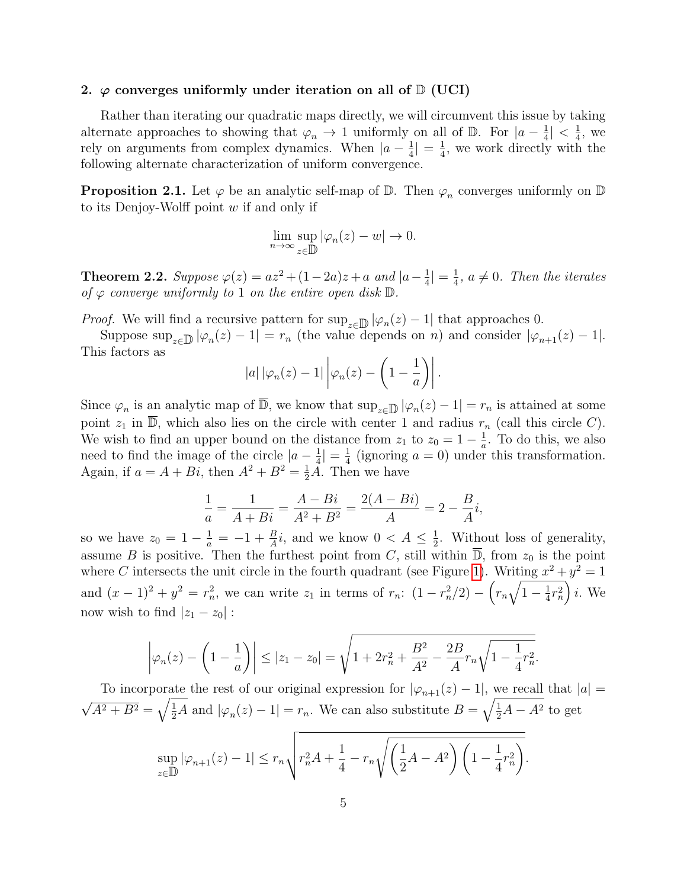## 2. $\varphi$ converges uniformly under iteration on all of $\mathbb{D}$ (UCI)

Rather than iterating our quadratic maps directly, we will circumvent this issue by taking alternate approaches to showing that $\varphi_n \to 1$ uniformly on all of $\mathbb{D}$. For $|a - \frac{1}{4}| < \frac{1}{4}$, we rely on arguments from complex dynamics. When $|a - \frac{1}{4}| = \frac{1}{4}$, we work directly with the following alternate characterization of uniform convergence.

**Proposition 2.1.** Let $\varphi$ be an analytic self-map of $\mathbb{D}$. Then $\varphi_n$ converges uniformly on $\mathbb{D}$ to its Denjoy-Wolff point $w$ if and only if

$$\lim_{n\to\infty} \sup_{z\in\mathbb{D}} |\varphi_n(z) - w| \to 0.$$

**Theorem 2.2.** *Suppose $\varphi(z) = az^2 + (1-2a)z + a$ and $|a - \frac{1}{4}| = \frac{1}{4}$, $a \neq 0$. Then the iterates of $\varphi$ converge uniformly to 1 on the entire open disk $\mathbb{D}$.*

*Proof.* We will find a recursive pattern for $\sup_{z\in\mathbb{D}} |\varphi_n(z) - 1|$ that approaches 0.

Suppose $\sup_{z\in\mathbb{D}} |\varphi_n(z) - 1| = r_n$ (the value depends on $n$) and consider $|\varphi_{n+1}(z) - 1|$. This factors as

$$|a|\,|\varphi_n(z) - 1| \left|\varphi_n(z) - \left(1 - \frac{1}{a}\right)\right|.$$

Since $\varphi_n$ is an analytic map of $\overline{\mathbb{D}}$, we know that $\sup_{z\in\mathbb{D}} |\varphi_n(z) - 1| = r_n$ is attained at some point $z_1$ in $\overline{\mathbb{D}}$, which also lies on the circle with center 1 and radius $r_n$ (call this circle $C$). We wish to find an upper bound on the distance from $z_1$ to $z_0 = 1 - \frac{1}{a}$. To do this, we also need to find the image of the circle $|a - \frac{1}{4}| = \frac{1}{4}$ (ignoring $a = 0$) under this transformation. Again, if $a = A + Bi$, then $A^2 + B^2 = \frac{1}{2}A$. Then we have

$$\frac{1}{a} = \frac{1}{A + Bi} = \frac{A - Bi}{A^2 + B^2} = \frac{2(A - Bi)}{A} = 2 - \frac{B}{A}i,$$

so we have $z_0 = 1 - \frac{1}{a} = -1 + \frac{B}{A}i$, and we know $0 < A \leq \frac{1}{2}$. Without loss of generality, assume $B$ is positive. Then the furthest point from $C$, still within $\overline{\mathbb{D}}$, from $z_0$ is the point where $C$ intersects the unit circle in the fourth quadrant (see Figure 1). Writing $x^2 + y^2 = 1$ and $(x-1)^2 + y^2 = r_n^2$, we can write $z_1$ in terms of $r_n$: $(1 - r_n^2/2) - \left(r_n\sqrt{1 - \frac{1}{4}r_n^2}\right)i$. We now wish to find $|z_1 - z_0|$ :

$$\left|\varphi_n(z) - \left(1 - \frac{1}{a}\right)\right| \leq |z_1 - z_0| = \sqrt{1 + 2r_n^2 + \frac{B^2}{A^2} - \frac{2B}{A} r_n \sqrt{1 - \frac{1}{4}r_n^2}}.$$

To incorporate the rest of our original expression for $|\varphi_{n+1}(z) - 1|$, we recall that $|a| = \sqrt{A^2 + B^2} = \sqrt{\frac{1}{2}A}$ and $|\varphi_n(z) - 1| = r_n$. We can also substitute $B = \sqrt{\frac{1}{2}A - A^2}$ to get

$$\sup_{z\in\mathbb{D}} |\varphi_{n+1}(z) - 1| \leq r_n \sqrt{r_n^2 A + \frac{1}{4} - r_n \sqrt{\left(\frac{1}{2}A - A^2\right)\left(1 - \frac{1}{4}r_n^2\right)}}.$$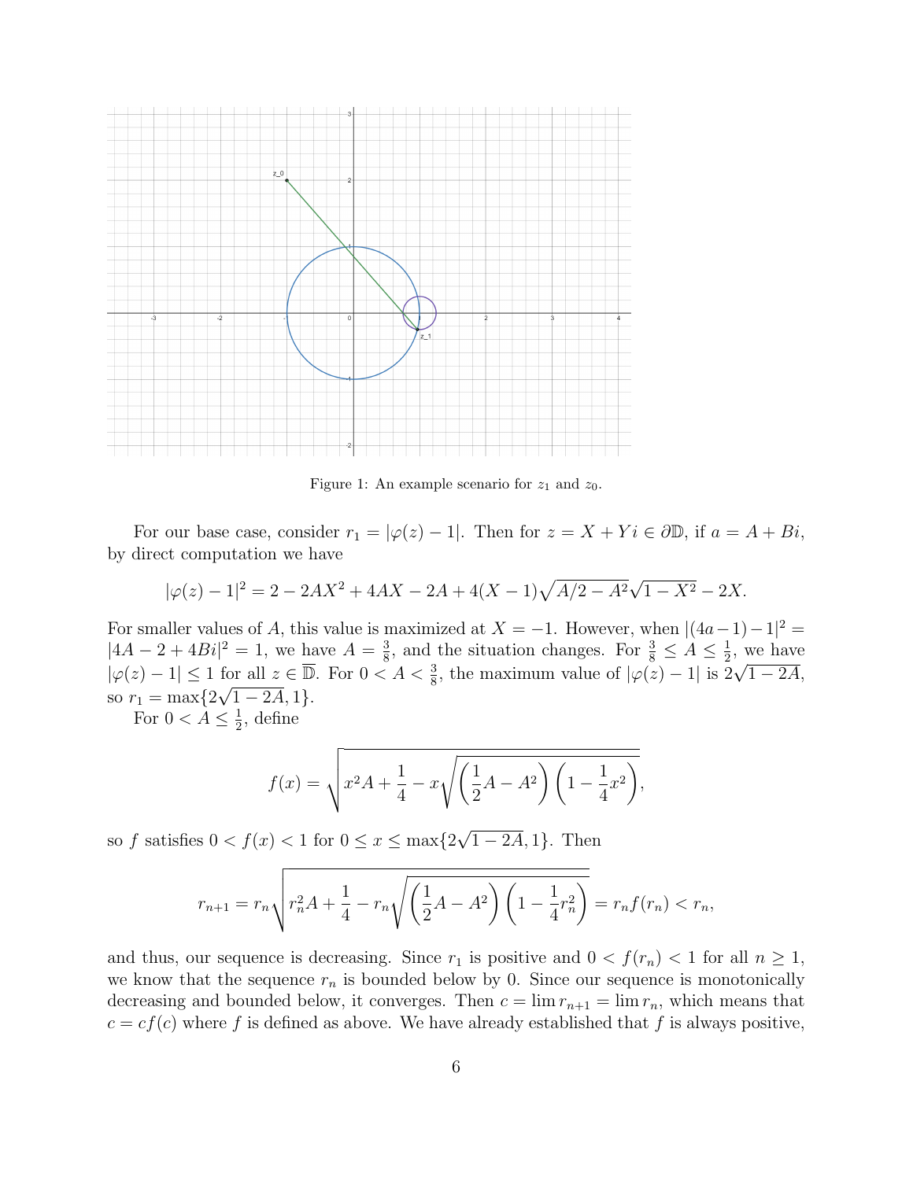Figure 1: An example scenario for $z_1$ and $z_0$.

For our base case, consider $r_1 = |\varphi(z) - 1|$. Then for $z = X + Yi \in \partial\mathbb{D}$, if $a = A + Bi$, by direct computation we have

$$|\varphi(z) - 1|^2 = 2 - 2AX^2 + 4AX - 2A + 4(X-1)\sqrt{A/2 - A^2}\sqrt{1 - X^2} - 2X.$$

For smaller values of $A$, this value is maximized at $X = -1$. However, when $|(4a-1)-1|^2 = |4A - 2 + 4Bi|^2 = 1$, we have $A = \frac{3}{8}$, and the situation changes. For $\frac{3}{8} \leq A \leq \frac{1}{2}$, we have $|\varphi(z) - 1| \leq 1$ for all $z \in \overline{\mathbb{D}}$. For $0 < A < \frac{3}{8}$, the maximum value of $|\varphi(z) - 1|$ is $2\sqrt{1 - 2A}$, so $r_1 = \max\{2\sqrt{1-2A}, 1\}$.

For $0 < A \leq \frac{1}{2}$, define

$$f(x) = \sqrt{x^2 A + \frac{1}{4} - x\sqrt{\left(\frac{1}{2}A - A^2\right)\left(1 - \frac{1}{4}x^2\right)}},$$

so $f$ satisfies $0 < f(x) < 1$ for $0 \leq x \leq \max\{2\sqrt{1-2A}, 1\}$. Then

$$r_{n+1} = r_n\sqrt{r_n^2 A + \frac{1}{4} - r_n\sqrt{\left(\frac{1}{2}A - A^2\right)\left(1 - \frac{1}{4}r_n^2\right)}} = r_n f(r_n) < r_n,$$

and thus, our sequence is decreasing. Since $r_1$ is positive and $0 < f(r_n) < 1$ for all $n \geq 1$, we know that the sequence $r_n$ is bounded below by 0. Since our sequence is monotonically decreasing and bounded below, it converges. Then $c = \lim r_{n+1} = \lim r_n$, which means that $c = cf(c)$ where $f$ is defined as above. We have already established that $f$ is always positive,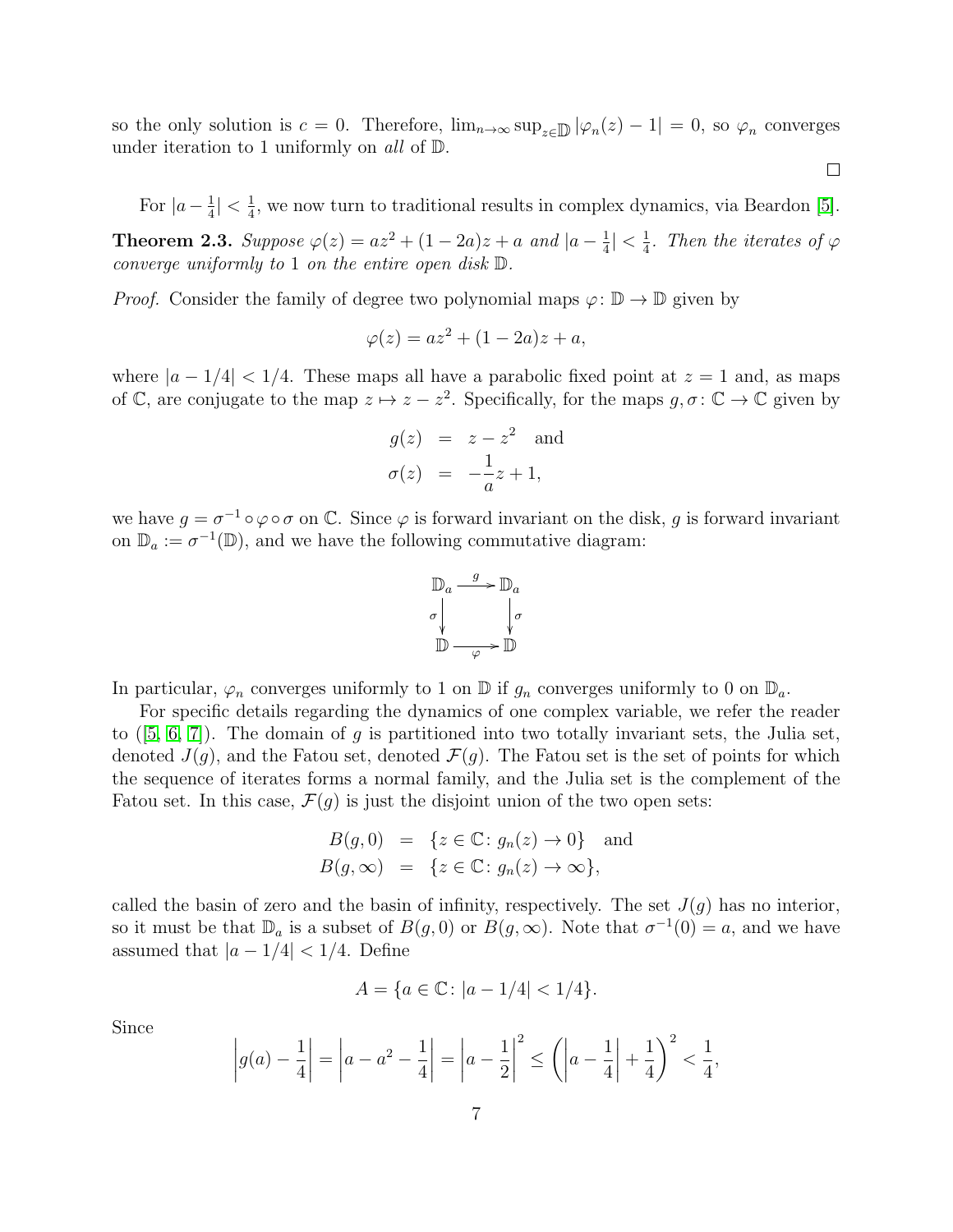so the only solution is $c = 0$. Therefore, $\lim_{n\to\infty} \sup_{z\in\mathbb{D}} |\varphi_n(z) - 1| = 0$, so $\varphi_n$ converges under iteration to 1 uniformly on *all* of $\mathbb{D}$.

$\square$

For $|a - \frac{1}{4}| < \frac{1}{4}$, we now turn to traditional results in complex dynamics, via Beardon [5].

**Theorem 2.3.** *Suppose $\varphi(z) = az^2 + (1-2a)z + a$ and $|a - \frac{1}{4}| < \frac{1}{4}$. Then the iterates of $\varphi$ converge uniformly to 1 on the entire open disk $\mathbb{D}$.*

*Proof.* Consider the family of degree two polynomial maps $\varphi\colon \mathbb{D} \to \mathbb{D}$ given by

$$\varphi(z) = az^2 + (1-2a)z + a,$$

where $|a - 1/4| < 1/4$. These maps all have a parabolic fixed point at $z = 1$ and, as maps of $\mathbb{C}$, are conjugate to the map $z \mapsto z - z^2$. Specifically, for the maps $g, \sigma\colon \mathbb{C} \to \mathbb{C}$ given by

$$\begin{aligned} g(z) &= z - z^2 \quad \text{and} \\ \sigma(z) &= -\frac{1}{a}z + 1, \end{aligned}$$

we have $g = \sigma^{-1} \circ \varphi \circ \sigma$ on $\mathbb{C}$. Since $\varphi$ is forward invariant on the disk, $g$ is forward invariant on $\mathbb{D}_a := \sigma^{-1}(\mathbb{D})$, and we have the following commutative diagram:

$$\begin{array}{ccc} \mathbb{D}_a & \xrightarrow{g} & \mathbb{D}_a \\ \sigma \downarrow & & \downarrow \sigma \\ \mathbb{D} & \xrightarrow{\varphi} & \mathbb{D} \end{array}$$

In particular, $\varphi_n$ converges uniformly to 1 on $\mathbb{D}$ if $g_n$ converges uniformly to 0 on $\mathbb{D}_a$.

For specific details regarding the dynamics of one complex variable, we refer the reader to ([5, 6, 7]). The domain of $g$ is partitioned into two totally invariant sets, the Julia set, denoted $J(g)$, and the Fatou set, denoted $\mathcal{F}(g)$. The Fatou set is the set of points for which the sequence of iterates forms a normal family, and the Julia set is the complement of the Fatou set. In this case, $\mathcal{F}(g)$ is just the disjoint union of the two open sets:

$$\begin{aligned} B(g, 0) &= \{z \in \mathbb{C}\colon g_n(z) \to 0\} \quad \text{and} \\ B(g, \infty) &= \{z \in \mathbb{C}\colon g_n(z) \to \infty\}, \end{aligned}$$

called the basin of zero and the basin of infinity, respectively. The set $J(g)$ has no interior, so it must be that $\mathbb{D}_a$ is a subset of $B(g, 0)$ or $B(g, \infty)$. Note that $\sigma^{-1}(0) = a$, and we have assumed that $|a - 1/4| < 1/4$. Define

$$A = \{a \in \mathbb{C}\colon |a - 1/4| < 1/4\}.$$

Since

$$\left|g(a) - \frac{1}{4}\right| = \left|a - a^2 - \frac{1}{4}\right| = \left|a - \frac{1}{2}\right|^2 \le \left(\left|a - \frac{1}{4}\right| + \frac{1}{4}\right)^2 < \frac{1}{4},$$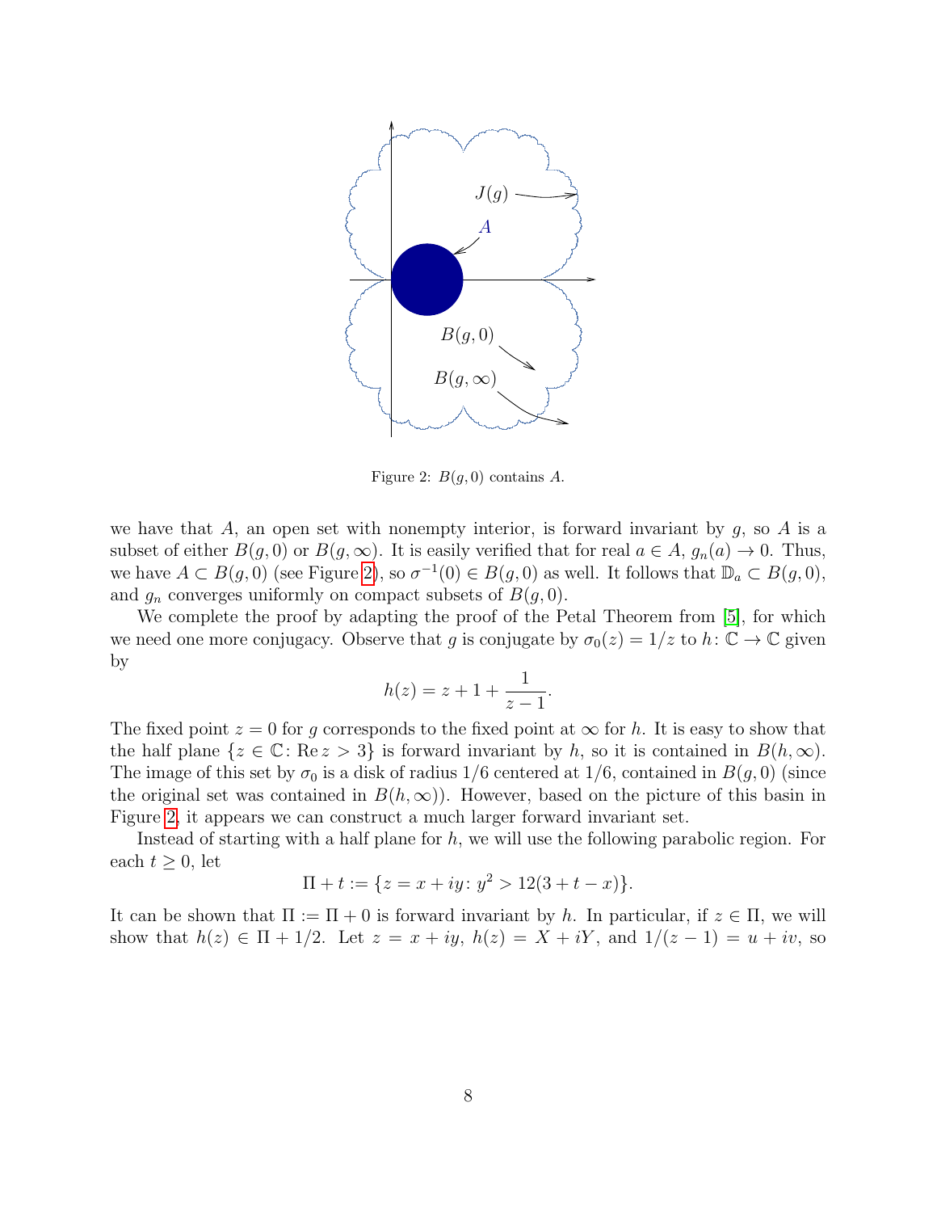Figure 2: $B(g, 0)$ contains $A$.

we have that $A$, an open set with nonempty interior, is forward invariant by $g$, so $A$ is a subset of either $B(g, 0)$ or $B(g, \infty)$. It is easily verified that for real $a \in A$, $g_n(a) \to 0$. Thus, we have $A \subset B(g, 0)$ (see Figure 2), so $\sigma^{-1}(0) \in B(g, 0)$ as well. It follows that $\mathbb{D}_a \subset B(g, 0)$, and $g_n$ converges uniformly on compact subsets of $B(g, 0)$.

We complete the proof by adapting the proof of the Petal Theorem from [5], for which we need one more conjugacy. Observe that $g$ is conjugate by $\sigma_0(z) = 1/z$ to $h\colon \mathbb{C} \to \mathbb{C}$ given by

$$h(z) = z + 1 + \frac{1}{z-1}.$$

The fixed point $z = 0$ for $g$ corresponds to the fixed point at $\infty$ for $h$. It is easy to show that the half plane $\{z \in \mathbb{C} \colon \operatorname{Re} z > 3\}$ is forward invariant by $h$, so it is contained in $B(h, \infty)$. The image of this set by $\sigma_0$ is a disk of radius $1/6$ centered at $1/6$, contained in $B(g, 0)$ (since the original set was contained in $B(h, \infty)$). However, based on the picture of this basin in Figure 2, it appears we can construct a much larger forward invariant set.

Instead of starting with a half plane for $h$, we will use the following parabolic region. For each $t \geq 0$, let

$$\Pi + t := \{z = x + iy \colon y^2 > 12(3 + t - x)\}.$$

It can be shown that $\Pi := \Pi + 0$ is forward invariant by $h$. In particular, if $z \in \Pi$, we will show that $h(z) \in \Pi + 1/2$. Let $z = x + iy$, $h(z) = X + iY$, and $1/(z-1) = u + iv$, so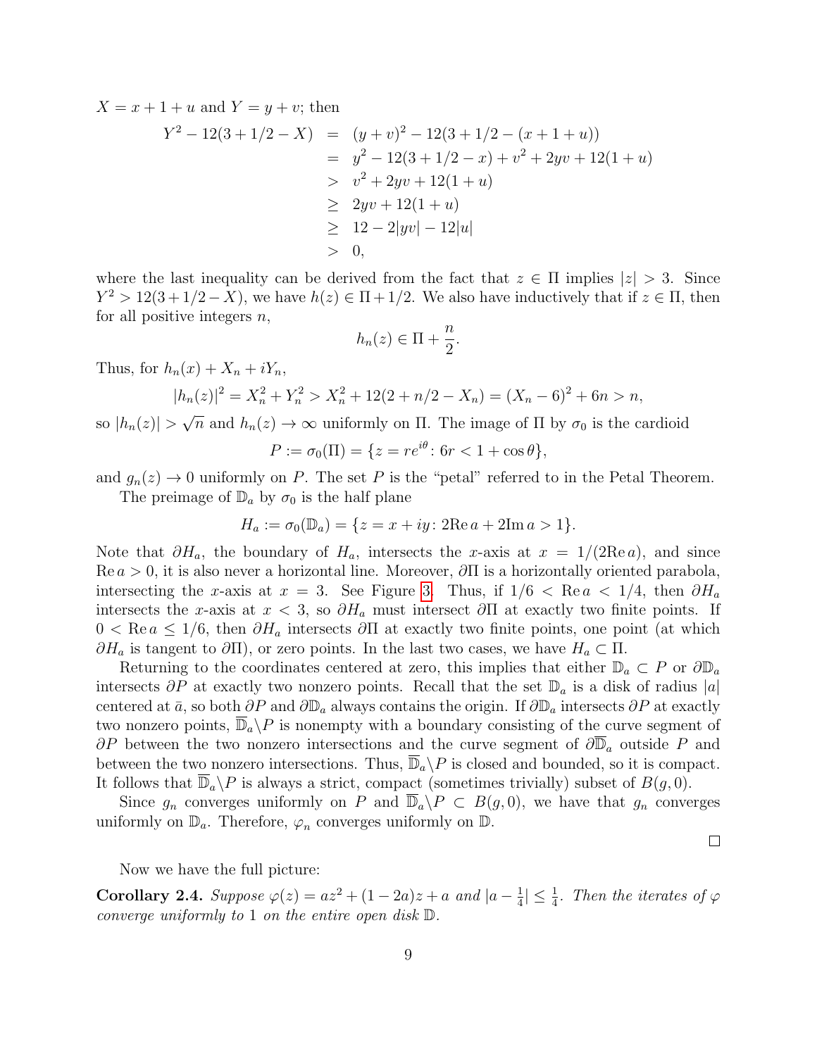$X = x + 1 + u$ and $Y = y + v$; then

$$\begin{aligned}
Y^2 - 12(3 + 1/2 - X) &= (y + v)^2 - 12(3 + 1/2 - (x + 1 + u)) \\
&= y^2 - 12(3 + 1/2 - x) + v^2 + 2yv + 12(1 + u) \\
&> v^2 + 2yv + 12(1 + u) \\
&\geq 2yv + 12(1 + u) \\
&\geq 12 - 2|yv| - 12|u| \\
&> 0,
\end{aligned}$$

where the last inequality can be derived from the fact that $z \in \Pi$ implies $|z| > 3$. Since $Y^2 > 12(3 + 1/2 - X)$, we have $h(z) \in \Pi + 1/2$. We also have inductively that if $z \in \Pi$, then for all positive integers $n$,

$$h_n(z) \in \Pi + \frac{n}{2}.$$

Thus, for $h_n(x) + X_n + iY_n$,

$$|h_n(z)|^2 = X_n^2 + Y_n^2 > X_n^2 + 12(2 + n/2 - X_n) = (X_n - 6)^2 + 6n > n,$$

so $|h_n(z)| > \sqrt{n}$ and $h_n(z) \to \infty$ uniformly on $\Pi$. The image of $\Pi$ by $\sigma_0$ is the cardioid

$$P := \sigma_0(\Pi) = \{z = re^{i\theta} : 6r < 1 + \cos\theta\},$$

and $g_n(z) \to 0$ uniformly on $P$. The set $P$ is the "petal" referred to in the Petal Theorem.

The preimage of $\mathbb{D}_a$ by $\sigma_0$ is the half plane

$$H_a := \sigma_0(\mathbb{D}_a) = \{z = x + iy : 2\mathrm{Re}\, a + 2\mathrm{Im}\, a > 1\}.$$

Note that $\partial H_a$, the boundary of $H_a$, intersects the $x$-axis at $x = 1/(2\mathrm{Re}\, a)$, and since $\mathrm{Re}\, a > 0$, it is also never a horizontal line. Moreover, $\partial\Pi$ is a horizontally oriented parabola, intersecting the $x$-axis at $x = 3$. See Figure 3. Thus, if $1/6 < \mathrm{Re}\, a < 1/4$, then $\partial H_a$ intersects the $x$-axis at $x < 3$, so $\partial H_a$ must intersect $\partial\Pi$ at exactly two finite points. If $0 < \mathrm{Re}\, a \leq 1/6$, then $\partial H_a$ intersects $\partial\Pi$ at exactly two finite points, one point (at which $\partial H_a$ is tangent to $\partial\Pi$), or zero points. In the last two cases, we have $H_a \subset \Pi$.

Returning to the coordinates centered at zero, this implies that either $\mathbb{D}_a \subset P$ or $\partial\mathbb{D}_a$ intersects $\partial P$ at exactly two nonzero points. Recall that the set $\mathbb{D}_a$ is a disk of radius $|a|$ centered at $\bar{a}$, so both $\partial P$ and $\partial\mathbb{D}_a$ always contains the origin. If $\partial\mathbb{D}_a$ intersects $\partial P$ at exactly two nonzero points, $\overline{\mathbb{D}}_a \backslash P$ is nonempty with a boundary consisting of the curve segment of $\partial P$ between the two nonzero intersections and the curve segment of $\partial\overline{\mathbb{D}}_a$ outside $P$ and between the two nonzero intersections. Thus, $\overline{\mathbb{D}}_a \backslash P$ is closed and bounded, so it is compact. It follows that $\overline{\mathbb{D}}_a \backslash P$ is always a strict, compact (sometimes trivially) subset of $B(g, 0)$.

Since $g_n$ converges uniformly on $P$ and $\overline{\mathbb{D}}_a \backslash P \subset B(g, 0)$, we have that $g_n$ converges uniformly on $\mathbb{D}_a$. Therefore, $\varphi_n$ converges uniformly on $\mathbb{D}$.

□

Now we have the full picture:

**Corollary 2.4.** *Suppose $\varphi(z) = az^2 + (1 - 2a)z + a$ and $|a - \frac{1}{4}| \leq \frac{1}{4}$. Then the iterates of $\varphi$ converge uniformly to 1 on the entire open disk $\mathbb{D}$.*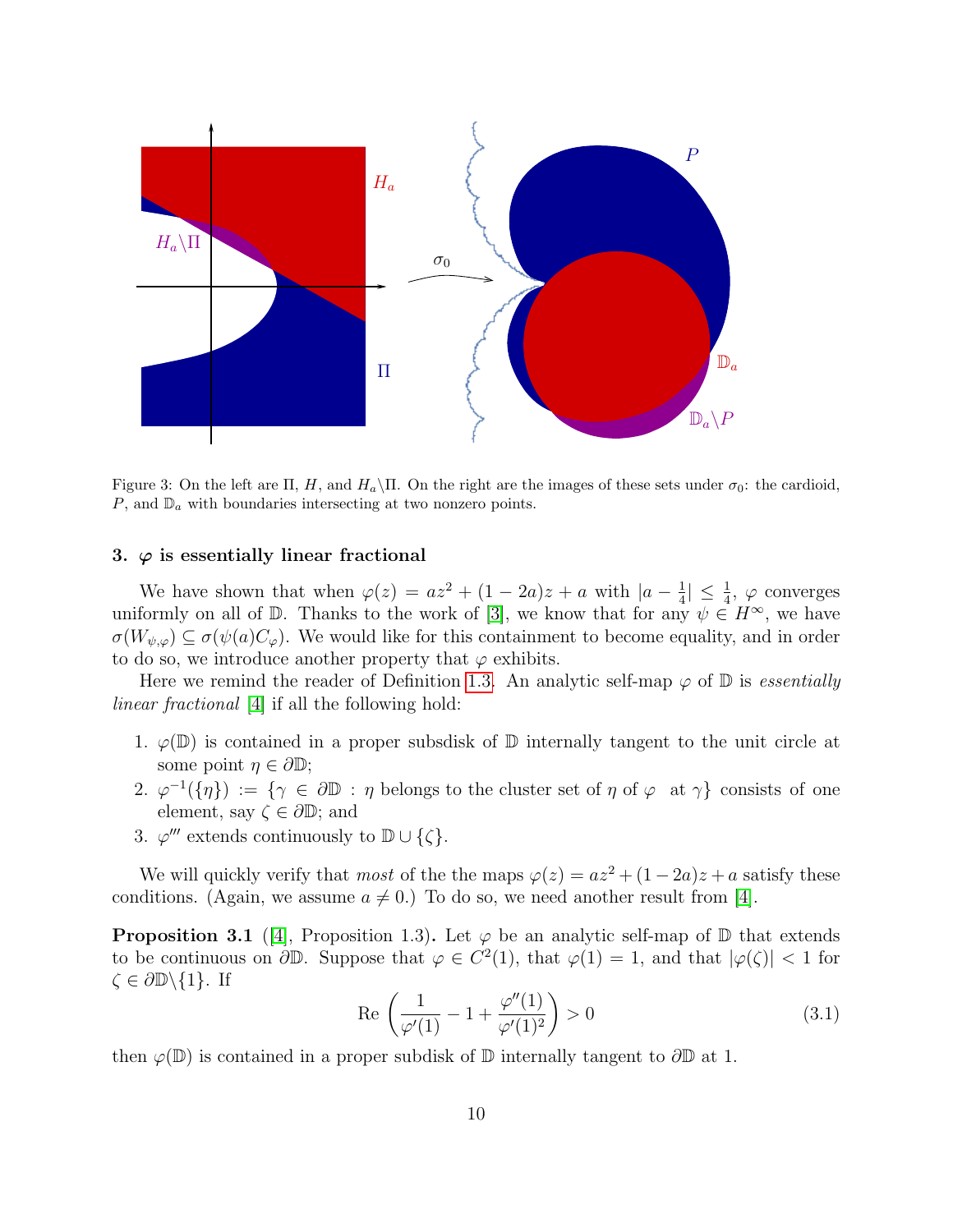Figure 3: On the left are $\Pi$, $H$, and $H_a \backslash \Pi$. On the right are the images of these sets under $\sigma_0$: the cardioid, $P$, and $\mathbb{D}_a$ with boundaries intersecting at two nonzero points.

### 3. $\varphi$ is essentially linear fractional

We have shown that when $\varphi(z) = az^2 + (1-2a)z + a$ with $|a - \frac{1}{4}| \leq \frac{1}{4}$, $\varphi$ converges uniformly on all of $\mathbb{D}$. Thanks to the work of [3], we know that for any $\psi \in H^\infty$, we have $\sigma(W_{\psi,\varphi}) \subseteq \sigma(\psi(a)C_\varphi)$. We would like for this containment to become equality, and in order to do so, we introduce another property that $\varphi$ exhibits.

Here we remind the reader of Definition 1.3. An analytic self-map $\varphi$ of $\mathbb{D}$ is *essentially linear fractional* [4] if all the following hold:

1. $\varphi(\mathbb{D})$ is contained in a proper subsdisk of $\mathbb{D}$ internally tangent to the unit circle at some point $\eta \in \partial\mathbb{D}$;
2. $\varphi^{-1}(\{\eta\}) := \{\gamma \in \partial\mathbb{D} : \eta$ belongs to the cluster set of $\eta$ of $\varphi$ at $\gamma\}$ consists of one element, say $\zeta \in \partial\mathbb{D}$; and
3. $\varphi'''$ extends continuously to $\mathbb{D} \cup \{\zeta\}$.

We will quickly verify that *most* of the the maps $\varphi(z) = az^2 + (1-2a)z + a$ satisfy these conditions. (Again, we assume $a \neq 0$.) To do so, we need another result from [4].

**Proposition 3.1** ([4], Proposition 1.3)**.** Let $\varphi$ be an analytic self-map of $\mathbb{D}$ that extends to be continuous on $\partial\mathbb{D}$. Suppose that $\varphi \in C^2(1)$, that $\varphi(1) = 1$, and that $|\varphi(\zeta)| < 1$ for $\zeta \in \partial\mathbb{D}\backslash\{1\}$. If

$$\text{Re}\left(\frac{1}{\varphi'(1)} - 1 + \frac{\varphi''(1)}{\varphi'(1)^2}\right) > 0 \tag{3.1}$$

then $\varphi(\mathbb{D})$ is contained in a proper subdisk of $\mathbb{D}$ internally tangent to $\partial\mathbb{D}$ at 1.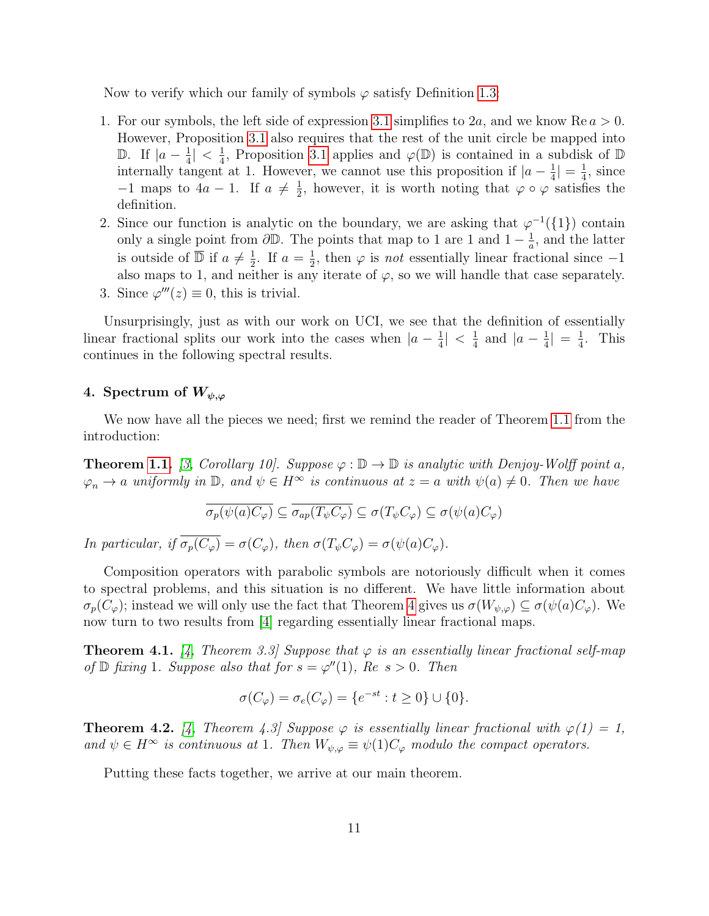Now to verify which our family of symbols $\varphi$ satisfy Definition 1.3:

1. For our symbols, the left side of expression 3.1 simplifies to $2a$, and we know $\operatorname{Re} a > 0$. However, Proposition 3.1 also requires that the rest of the unit circle be mapped into $\mathbb{D}$. If $|a - \frac{1}{4}| < \frac{1}{4}$, Proposition 3.1 applies and $\varphi(\mathbb{D})$ is contained in a subdisk of $\mathbb{D}$ internally tangent at 1. However, we cannot use this proposition if $|a - \frac{1}{4}| = \frac{1}{4}$, since $-1$ maps to $4a - 1$. If $a \neq \frac{1}{2}$, however, it is worth noting that $\varphi \circ \varphi$ satisfies the definition.
2. Since our function is analytic on the boundary, we are asking that $\varphi^{-1}(\{1\})$ contain only a single point from $\partial\mathbb{D}$. The points that map to 1 are 1 and $1 - \frac{1}{a}$, and the latter is outside of $\overline{\mathbb{D}}$ if $a \neq \frac{1}{2}$. If $a = \frac{1}{2}$, then $\varphi$ is *not* essentially linear fractional since $-1$ also maps to 1, and neither is any iterate of $\varphi$, so we will handle that case separately.
3. Since $\varphi'''(z) \equiv 0$, this is trivial.

Unsurprisingly, just as with our work on UCI, we see that the definition of essentially linear fractional splits our work into the cases when $|a - \frac{1}{4}| < \frac{1}{4}$ and $|a - \frac{1}{4}| = \frac{1}{4}$. This continues in the following spectral results.

## 4. Spectrum of $W_{\psi,\varphi}$

We now have all the pieces we need; first we remind the reader of Theorem 1.1 from the introduction:

**Theorem 1.1.** *[3, Corollary 10]. Suppose $\varphi : \mathbb{D} \to \mathbb{D}$ is analytic with Denjoy-Wolff point $a$, $\varphi_n \to a$ uniformly in $\mathbb{D}$, and $\psi \in H^\infty$ is continuous at $z = a$ with $\psi(a) \neq 0$. Then we have*

$$\overline{\sigma_p(\psi(a)C_\varphi)} \subseteq \overline{\sigma_{ap}(T_\psi C_\varphi)} \subseteq \sigma(T_\psi C_\varphi) \subseteq \sigma(\psi(a)C_\varphi)$$

*In particular, if $\overline{\sigma_p(C_\varphi)} = \sigma(C_\varphi)$, then $\sigma(T_\psi C_\varphi) = \sigma(\psi(a)C_\varphi)$.*

Composition operators with parabolic symbols are notoriously difficult when it comes to spectral problems, and this situation is no different. We have little information about $\sigma_p(C_\varphi)$; instead we will only use the fact that Theorem 4 gives us $\sigma(W_{\psi,\varphi}) \subseteq \sigma(\psi(a)C_\varphi)$. We now turn to two results from [4] regarding essentially linear fractional maps.

**Theorem 4.1.** *[4, Theorem 3.3] Suppose that $\varphi$ is an essentially linear fractional self-map of $\mathbb{D}$ fixing 1. Suppose also that for $s = \varphi''(1)$, $Re\ s > 0$. Then*

$$\sigma(C_\varphi) = \sigma_e(C_\varphi) = \{e^{-st} : t \geq 0\} \cup \{0\}.$$

**Theorem 4.2.** *[4, Theorem 4.3] Suppose $\varphi$ is essentially linear fractional with $\varphi(1) = 1$, and $\psi \in H^\infty$ is continuous at 1. Then $W_{\psi,\varphi} \equiv \psi(1)C_\varphi$ modulo the compact operators.*

Putting these facts together, we arrive at our main theorem.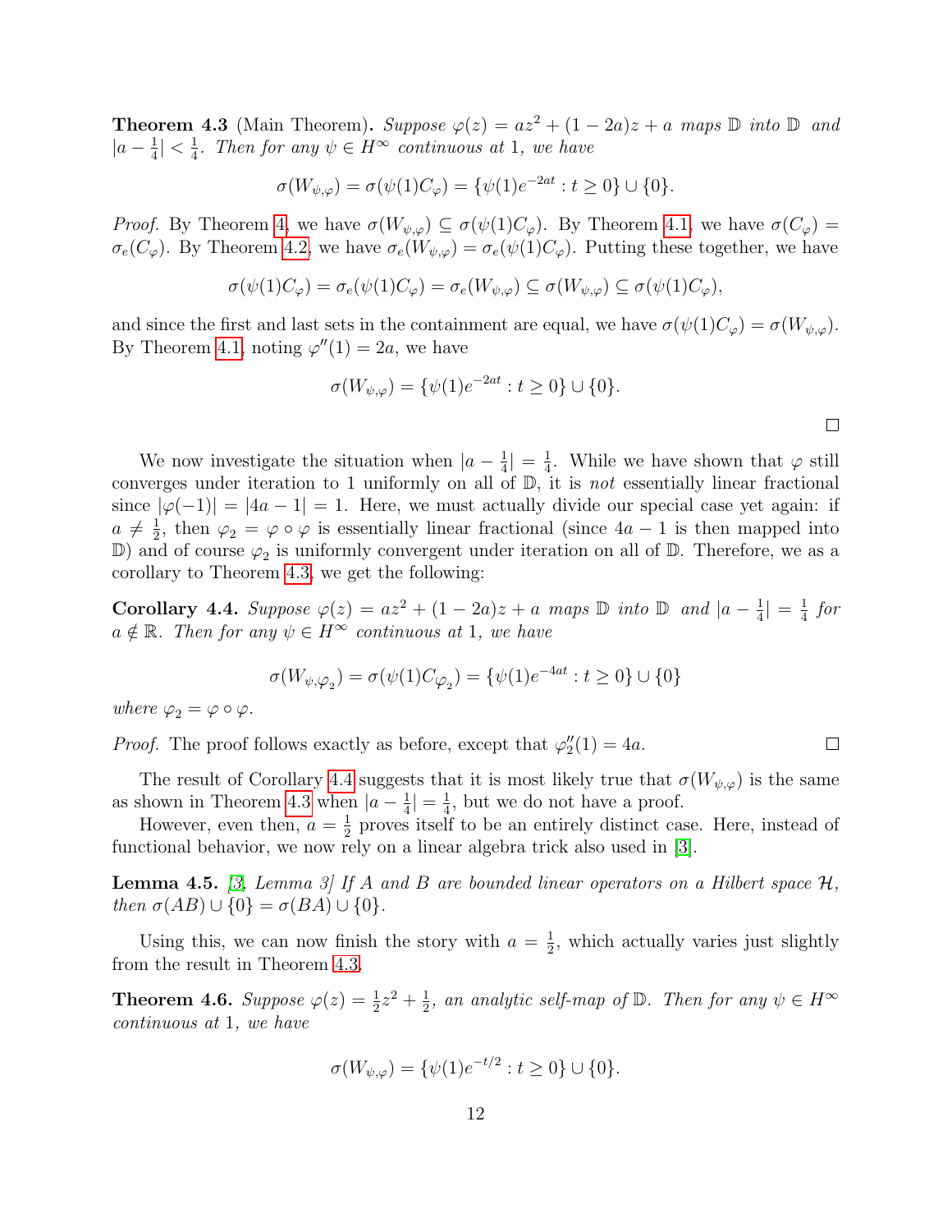**Theorem 4.3** (Main Theorem)**.** *Suppose $\varphi(z) = az^2 + (1-2a)z + a$ maps $\mathbb{D}$ into $\mathbb{D}$ and $|a - \frac{1}{4}| < \frac{1}{4}$. Then for any $\psi \in H^\infty$ continuous at 1, we have*

$$\sigma(W_{\psi,\varphi}) = \sigma(\psi(1)C_\varphi) = \{\psi(1)e^{-2at} : t \geq 0\} \cup \{0\}.$$

*Proof.* By Theorem 4, we have $\sigma(W_{\psi,\varphi}) \subseteq \sigma(\psi(1)C_\varphi)$. By Theorem 4.1, we have $\sigma(C_\varphi) = \sigma_e(C_\varphi)$. By Theorem 4.2, we have $\sigma_e(W_{\psi,\varphi}) = \sigma_e(\psi(1)C_\varphi)$. Putting these together, we have

$$\sigma(\psi(1)C_\varphi) = \sigma_e(\psi(1)C_\varphi) = \sigma_e(W_{\psi,\varphi}) \subseteq \sigma(W_{\psi,\varphi}) \subseteq \sigma(\psi(1)C_\varphi),$$

and since the first and last sets in the containment are equal, we have $\sigma(\psi(1)C_\varphi) = \sigma(W_{\psi,\varphi})$. By Theorem 4.1, noting $\varphi''(1) = 2a$, we have

$$\sigma(W_{\psi,\varphi}) = \{\psi(1)e^{-2at} : t \geq 0\} \cup \{0\}.$$

□

We now investigate the situation when $|a - \frac{1}{4}| = \frac{1}{4}$. While we have shown that $\varphi$ still converges under iteration to 1 uniformly on all of $\mathbb{D}$, it is *not* essentially linear fractional since $|\varphi(-1)| = |4a - 1| = 1$. Here, we must actually divide our special case yet again: if $a \neq \frac{1}{2}$, then $\varphi_2 = \varphi \circ \varphi$ is essentially linear fractional (since $4a - 1$ is then mapped into $\mathbb{D}$) and of course $\varphi_2$ is uniformly convergent under iteration on all of $\mathbb{D}$. Therefore, we as a corollary to Theorem 4.3, we get the following:

**Corollary 4.4.** *Suppose $\varphi(z) = az^2 + (1-2a)z + a$ maps $\mathbb{D}$ into $\mathbb{D}$ and $|a - \frac{1}{4}| = \frac{1}{4}$ for $a \notin \mathbb{R}$. Then for any $\psi \in H^\infty$ continuous at 1, we have*

$$\sigma(W_{\psi,\varphi_2}) = \sigma(\psi(1)C_{\varphi_2}) = \{\psi(1)e^{-4at} : t \geq 0\} \cup \{0\}$$

*where $\varphi_2 = \varphi \circ \varphi$.*

*Proof.* The proof follows exactly as before, except that $\varphi_2''(1) = 4a$. □

The result of Corollary 4.4 suggests that it is most likely true that $\sigma(W_{\psi,\varphi})$ is the same as shown in Theorem 4.3 when $|a - \frac{1}{4}| = \frac{1}{4}$, but we do not have a proof.

However, even then, $a = \frac{1}{2}$ proves itself to be an entirely distinct case. Here, instead of functional behavior, we now rely on a linear algebra trick also used in [3].

**Lemma 4.5.** *[3, Lemma 3] If $A$ and $B$ are bounded linear operators on a Hilbert space $\mathcal{H}$, then $\sigma(AB) \cup \{0\} = \sigma(BA) \cup \{0\}$.*

Using this, we can now finish the story with $a = \frac{1}{2}$, which actually varies just slightly from the result in Theorem 4.3.

**Theorem 4.6.** *Suppose $\varphi(z) = \frac{1}{2}z^2 + \frac{1}{2}$, an analytic self-map of $\mathbb{D}$. Then for any $\psi \in H^\infty$ continuous at 1, we have*

$$\sigma(W_{\psi,\varphi}) = \{\psi(1)e^{-t/2} : t \geq 0\} \cup \{0\}.$$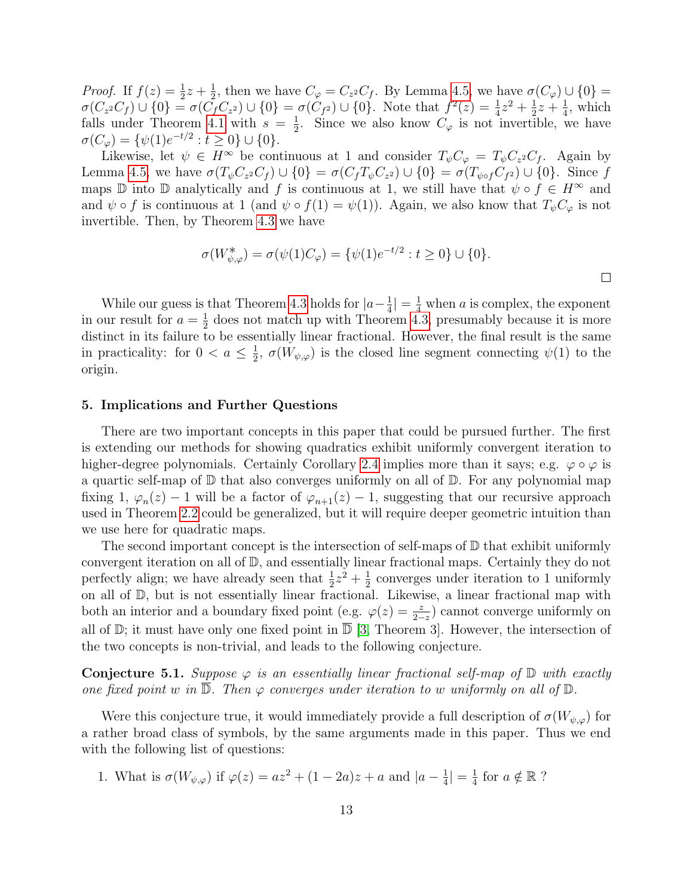*Proof.* If $f(z) = \frac{1}{2}z + \frac{1}{2}$, then we have $C_\varphi = C_{z^2}C_f$. By Lemma 4.5, we have $\sigma(C_\varphi) \cup \{0\} = \sigma(C_{z^2}C_f) \cup \{0\} = \sigma(C_f C_{z^2}) \cup \{0\} = \sigma(C_{f^2}) \cup \{0\}$. Note that $f^2(z) = \frac{1}{4}z^2 + \frac{1}{2}z + \frac{1}{4}$, which falls under Theorem 4.1 with $s = \frac{1}{2}$. Since we also know $C_\varphi$ is not invertible, we have $\sigma(C_\varphi) = \{\psi(1)e^{-t/2} : t \geq 0\} \cup \{0\}$.

Likewise, let $\psi \in H^\infty$ be continuous at 1 and consider $T_\psi C_\varphi = T_\psi C_{z^2} C_f$. Again by Lemma 4.5, we have $\sigma(T_\psi C_{z^2} C_f) \cup \{0\} = \sigma(C_f T_\psi C_{z^2}) \cup \{0\} = \sigma(T_{\psi \circ f} C_{f^2}) \cup \{0\}$. Since $f$ maps $\mathbb{D}$ into $\mathbb{D}$ analytically and $f$ is continuous at 1, we still have that $\psi \circ f \in H^\infty$ and and $\psi \circ f$ is continuous at 1 (and $\psi \circ f(1) = \psi(1)$). Again, we also know that $T_\psi C_\varphi$ is not invertible. Then, by Theorem 4.3 we have

$$\sigma(W^*_{\psi,\varphi}) = \sigma(\psi(1)C_\varphi) = \{\psi(1)e^{-t/2} : t \geq 0\} \cup \{0\}.$$

□

While our guess is that Theorem 4.3 holds for $|a - \frac{1}{4}| = \frac{1}{4}$ when $a$ is complex, the exponent in our result for $a = \frac{1}{2}$ does not match up with Theorem 4.3, presumably because it is more distinct in its failure to be essentially linear fractional. However, the final result is the same in practicality: for $0 < a \leq \frac{1}{2}$, $\sigma(W_{\psi,\varphi})$ is the closed line segment connecting $\psi(1)$ to the origin.

## 5. Implications and Further Questions

There are two important concepts in this paper that could be pursued further. The first is extending our methods for showing quadratics exhibit uniformly convergent iteration to higher-degree polynomials. Certainly Corollary 2.4 implies more than it says; e.g. $\varphi \circ \varphi$ is a quartic self-map of $\mathbb{D}$ that also converges uniformly on all of $\mathbb{D}$. For any polynomial map fixing 1, $\varphi_n(z) - 1$ will be a factor of $\varphi_{n+1}(z) - 1$, suggesting that our recursive approach used in Theorem 2.2 could be generalized, but it will require deeper geometric intuition than we use here for quadratic maps.

The second important concept is the intersection of self-maps of $\mathbb{D}$ that exhibit uniformly convergent iteration on all of $\mathbb{D}$, and essentially linear fractional maps. Certainly they do not perfectly align; we have already seen that $\frac{1}{2}z^2 + \frac{1}{2}$ converges under iteration to 1 uniformly on all of $\mathbb{D}$, but is not essentially linear fractional. Likewise, a linear fractional map with both an interior and a boundary fixed point (e.g. $\varphi(z) = \frac{z}{2-z}$) cannot converge uniformly on all of $\mathbb{D}$; it must have only one fixed point in $\overline{\mathbb{D}}$ [3, Theorem 3]. However, the intersection of the two concepts is non-trivial, and leads to the following conjecture.

**Conjecture 5.1.** *Suppose $\varphi$ is an essentially linear fractional self-map of $\mathbb{D}$ with exactly one fixed point $w$ in $\overline{\mathbb{D}}$. Then $\varphi$ converges under iteration to $w$ uniformly on all of $\mathbb{D}$.*

Were this conjecture true, it would immediately provide a full description of $\sigma(W_{\psi,\varphi})$ for a rather broad class of symbols, by the same arguments made in this paper. Thus we end with the following list of questions:

1. What is $\sigma(W_{\psi,\varphi})$ if $\varphi(z) = az^2 + (1 - 2a)z + a$ and $|a - \frac{1}{4}| = \frac{1}{4}$ for $a \notin \mathbb{R}$ ?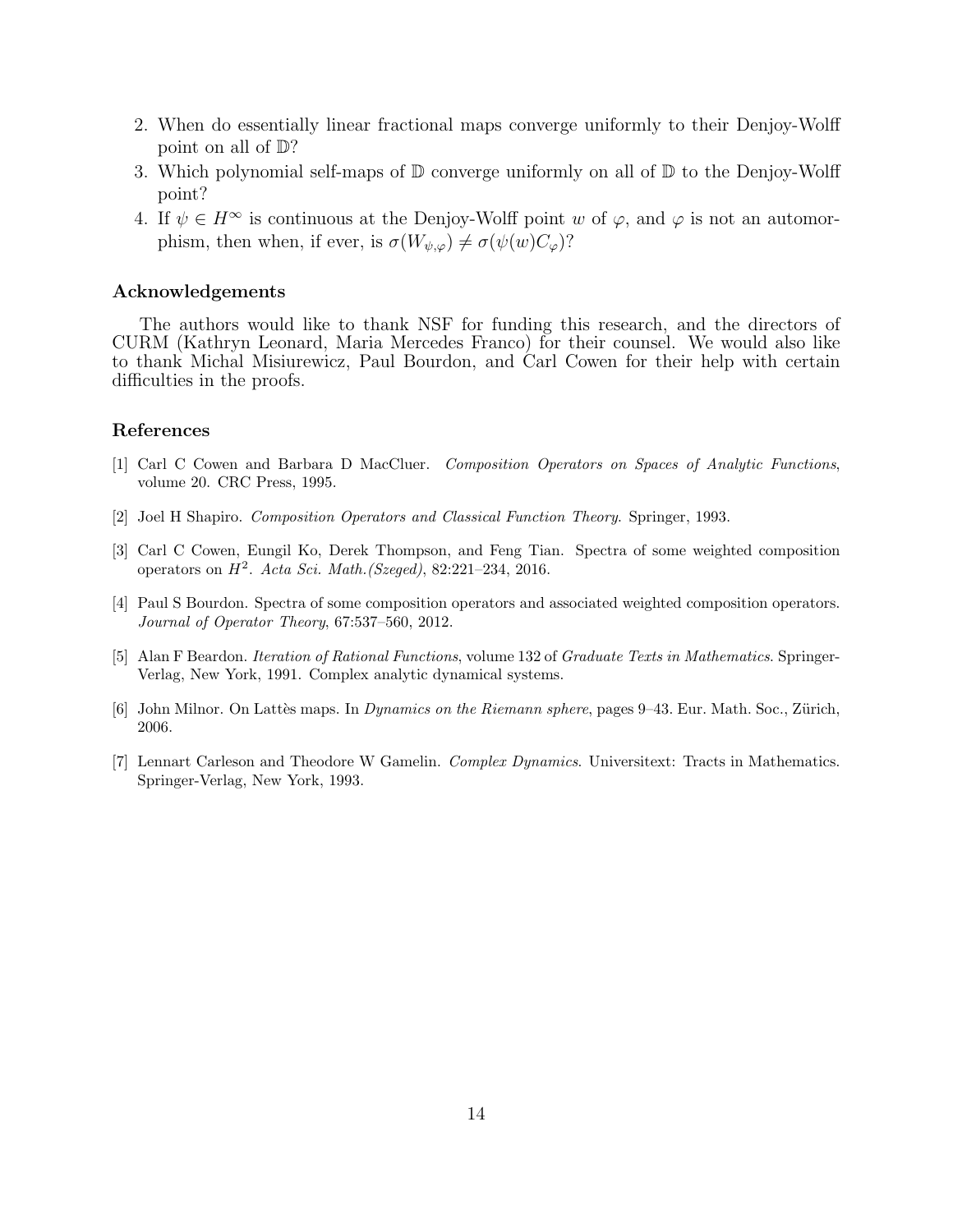2. When do essentially linear fractional maps converge uniformly to their Denjoy-Wolff point on all of $\mathbb{D}$?
3. Which polynomial self-maps of $\mathbb{D}$ converge uniformly on all of $\mathbb{D}$ to the Denjoy-Wolff point?
4. If $\psi \in H^\infty$ is continuous at the Denjoy-Wolff point $w$ of $\varphi$, and $\varphi$ is not an automorphism, then when, if ever, is $\sigma(W_{\psi,\varphi}) \neq \sigma(\psi(w)C_\varphi)$?

### Acknowledgements

The authors would like to thank NSF for funding this research, and the directors of CURM (Kathryn Leonard, Maria Mercedes Franco) for their counsel. We would also like to thank Michal Misiurewicz, Paul Bourdon, and Carl Cowen for their help with certain difficulties in the proofs.

### References

[1] Carl C Cowen and Barbara D MacCluer. *Composition Operators on Spaces of Analytic Functions*, volume 20. CRC Press, 1995.

[2] Joel H Shapiro. *Composition Operators and Classical Function Theory*. Springer, 1993.

[3] Carl C Cowen, Eungil Ko, Derek Thompson, and Feng Tian. Spectra of some weighted composition operators on $H^2$. *Acta Sci. Math.(Szeged)*, 82:221–234, 2016.

[4] Paul S Bourdon. Spectra of some composition operators and associated weighted composition operators. *Journal of Operator Theory*, 67:537–560, 2012.

[5] Alan F Beardon. *Iteration of Rational Functions*, volume 132 of *Graduate Texts in Mathematics*. Springer-Verlag, New York, 1991. Complex analytic dynamical systems.

[6] John Milnor. On Lattès maps. In *Dynamics on the Riemann sphere*, pages 9–43. Eur. Math. Soc., Zürich, 2006.

[7] Lennart Carleson and Theodore W Gamelin. *Complex Dynamics*. Universitext: Tracts in Mathematics. Springer-Verlag, New York, 1993.